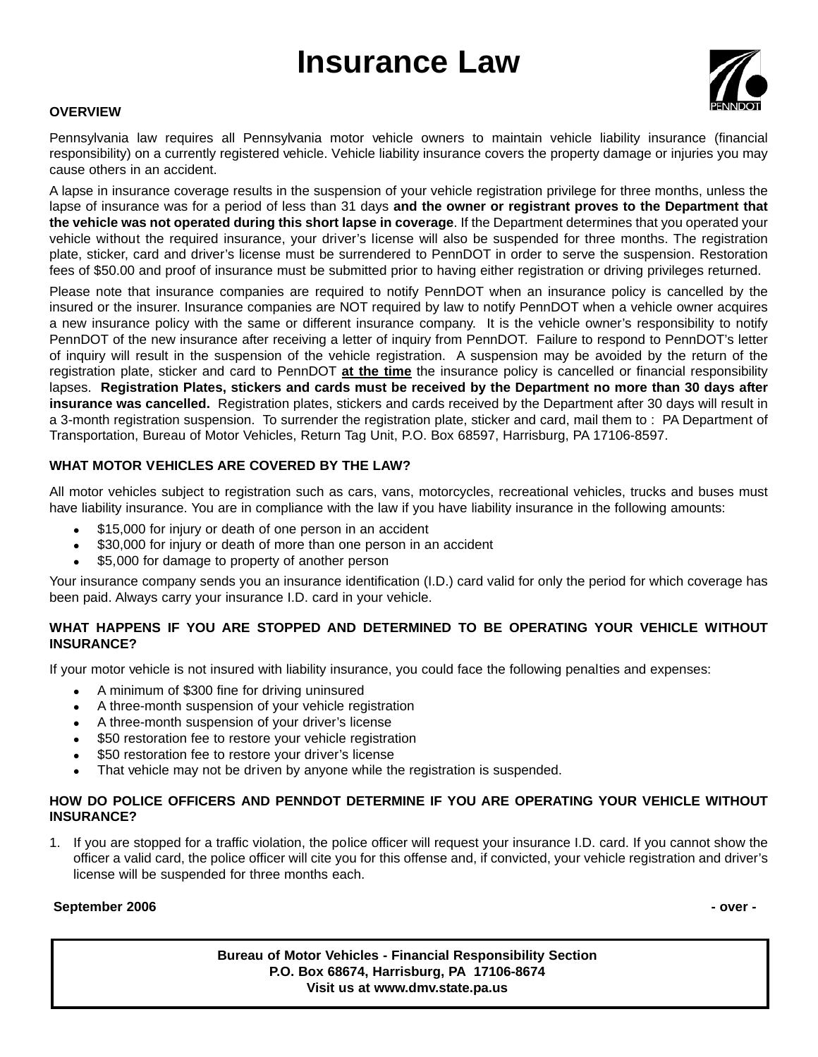# Insurance Law

## OVERVIEW

Pennsylvania law requires all Pennsylvania motor vehicle owners to maintain vehicle liability insurance (financial responsibility) on a currently registered vehicle. Vehicle liability insurance covers the property damage or injuries you may cause others in an accident.

A lapse in insurance coverage results in the suspension of your vehicle registration privilege for three months, unless the lapse of insurance was for a period of less than 31 days **and the owner or registrant proves to the Department that the vehicle was not operated during this short lapse in coverage**. If the Department determines that you operated your vehicle without the required insurance, your driver's license will also be suspended for three months. The registration plate, sticker, card and driver's license must be surrendered to PennDOT in order to serve the suspension. Restoration fees of $50.00 and proof of insurance must be submitted prior to having either registration or driving privileges returned.

Please note that insurance companies are required to notify PennDOT when an insurance policy is cancelled by the insured or the insurer. Insurance companies are NOT required by law to notify PennDOT when a vehicle owner acquires a new insurance policy with the same or different insurance company. It is the vehicle owner's responsibility to notify PennDOT of the new insurance after receiving a letter of inquiry from PennDOT. Failure to respond to PennDOT's letter of inquiry will result in the suspension of the vehicle registration. A suspension may be avoided by the return of the registration plate, sticker and card to PennDOT **at the time** the insurance policy is cancelled or financial responsibility lapses. **Registration Plates, stickers and cards must be received by the Department no more than 30 days after insurance was cancelled.** Registration plates, stickers and cards received by the Department after 30 days will result in a 3-month registration suspension. To surrender the registration plate, sticker and card, mail them to : PA Department of Transportation, Bureau of Motor Vehicles, Return Tag Unit, P.O. Box 68597, Harrisburg, PA 17106-8597.

## WHAT MOTOR VEHICLES ARE COVERED BY THE LAW?

All motor vehicles subject to registration such as cars, vans, motorcycles, recreational vehicles, trucks and buses must have liability insurance. You are in compliance with the law if you have liability insurance in the following amounts:

- $15,000 for injury or death of one person in an accident
- $30,000 for injury or death of more than one person in an accident
- $5,000 for damage to property of another person

Your insurance company sends you an insurance identification (I.D.) card valid for only the period for which coverage has been paid. Always carry your insurance I.D. card in your vehicle.

## WHAT HAPPENS IF YOU ARE STOPPED AND DETERMINED TO BE OPERATING YOUR VEHICLE WITHOUT INSURANCE?

If your motor vehicle is not insured with liability insurance, you could face the following penalties and expenses:

- A minimum of $300 fine for driving uninsured
- A three-month suspension of your vehicle registration
- A three-month suspension of your driver's license
- $50 restoration fee to restore your vehicle registration
- $50 restoration fee to restore your driver's license
- That vehicle may not be driven by anyone while the registration is suspended.

## HOW DO POLICE OFFICERS AND PENNDOT DETERMINE IF YOU ARE OPERATING YOUR VEHICLE WITHOUT INSURANCE?

1. If you are stopped for a traffic violation, the police officer will request your insurance I.D. card. If you cannot show the officer a valid card, the police officer will cite you for this offense and, if convicted, your vehicle registration and driver's license will be suspended for three months each.

**September 2006** **- over -**

**Bureau of Motor Vehicles - Financial Responsibility Section**
**P.O. Box 68674, Harrisburg, PA 17106-8674**
**Visit us at www.dmv.state.pa.us**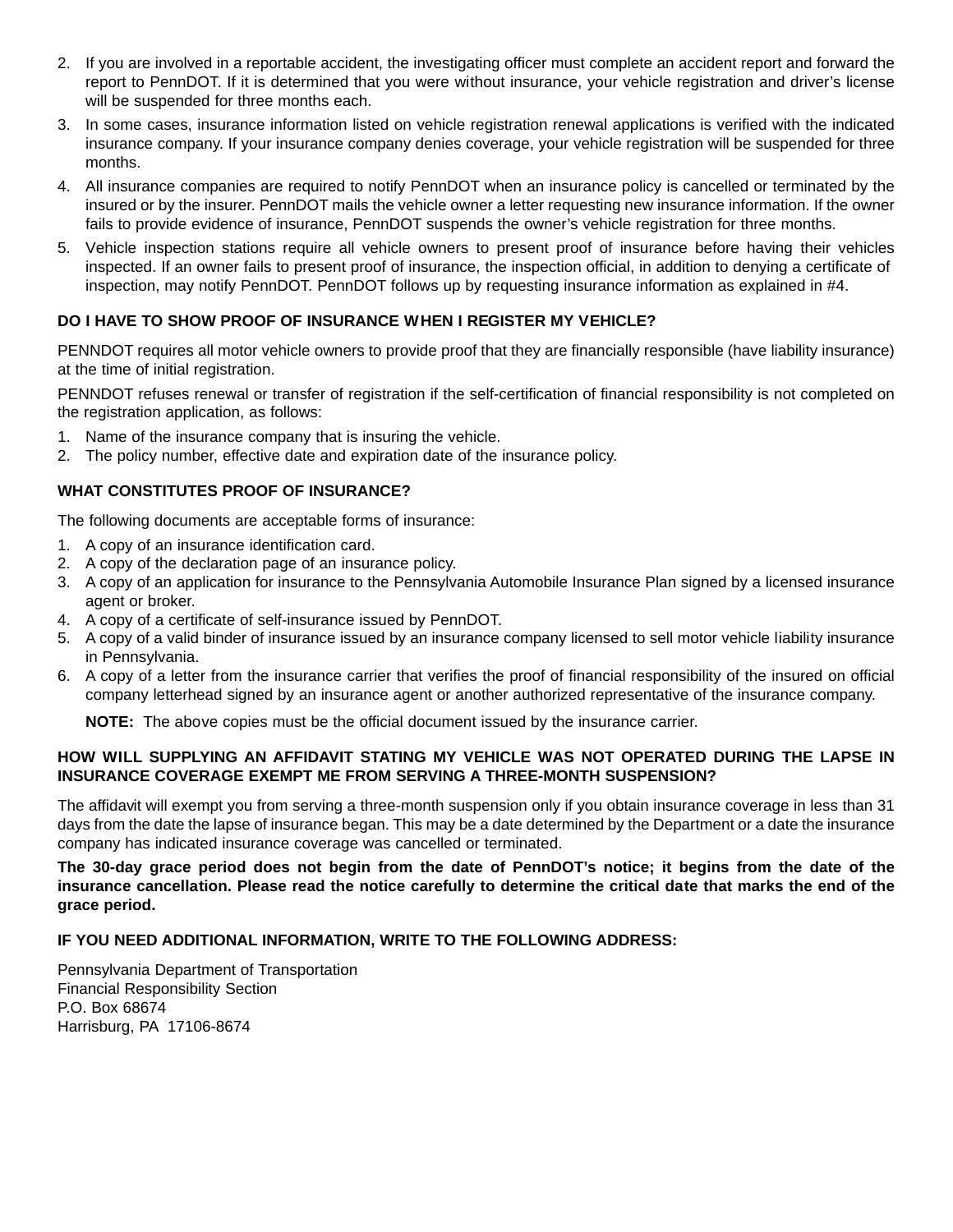2. If you are involved in a reportable accident, the investigating officer must complete an accident report and forward the report to PennDOT. If it is determined that you were without insurance, your vehicle registration and driver's license will be suspended for three months each.
3. In some cases, insurance information listed on vehicle registration renewal applications is verified with the indicated insurance company. If your insurance company denies coverage, your vehicle registration will be suspended for three months.
4. All insurance companies are required to notify PennDOT when an insurance policy is cancelled or terminated by the insured or by the insurer. PennDOT mails the vehicle owner a letter requesting new insurance information. If the owner fails to provide evidence of insurance, PennDOT suspends the owner's vehicle registration for three months.
5. Vehicle inspection stations require all vehicle owners to present proof of insurance before having their vehicles inspected. If an owner fails to present proof of insurance, the inspection official, in addition to denying a certificate of inspection, may notify PennDOT. PennDOT follows up by requesting insurance information as explained in #4.

**DO I HAVE TO SHOW PROOF OF INSURANCE WHEN I REGISTER MY VEHICLE?**

PENNDOT requires all motor vehicle owners to provide proof that they are financially responsible (have liability insurance) at the time of initial registration.

PENNDOT refuses renewal or transfer of registration if the self-certification of financial responsibility is not completed on the registration application, as follows:

1. Name of the insurance company that is insuring the vehicle.
2. The policy number, effective date and expiration date of the insurance policy.

**WHAT CONSTITUTES PROOF OF INSURANCE?**

The following documents are acceptable forms of insurance:

1. A copy of an insurance identification card.
2. A copy of the declaration page of an insurance policy.
3. A copy of an application for insurance to the Pennsylvania Automobile Insurance Plan signed by a licensed insurance agent or broker.
4. A copy of a certificate of self-insurance issued by PennDOT.
5. A copy of a valid binder of insurance issued by an insurance company licensed to sell motor vehicle liability insurance in Pennsylvania.
6. A copy of a letter from the insurance carrier that verifies the proof of financial responsibility of the insured on official company letterhead signed by an insurance agent or another authorized representative of the insurance company.

   **NOTE:** The above copies must be the official document issued by the insurance carrier.

**HOW WILL SUPPLYING AN AFFIDAVIT STATING MY VEHICLE WAS NOT OPERATED DURING THE LAPSE IN INSURANCE COVERAGE EXEMPT ME FROM SERVING A THREE-MONTH SUSPENSION?**

The affidavit will exempt you from serving a three-month suspension only if you obtain insurance coverage in less than 31 days from the date the lapse of insurance began. This may be a date determined by the Department or a date the insurance company has indicated insurance coverage was cancelled or terminated.

**The 30-day grace period does not begin from the date of PennDOT's notice; it begins from the date of the insurance cancellation. Please read the notice carefully to determine the critical date that marks the end of the grace period.**

**IF YOU NEED ADDITIONAL INFORMATION, WRITE TO THE FOLLOWING ADDRESS:**

Pennsylvania Department of Transportation
Financial Responsibility Section
P.O. Box 68674
Harrisburg, PA 17106-8674